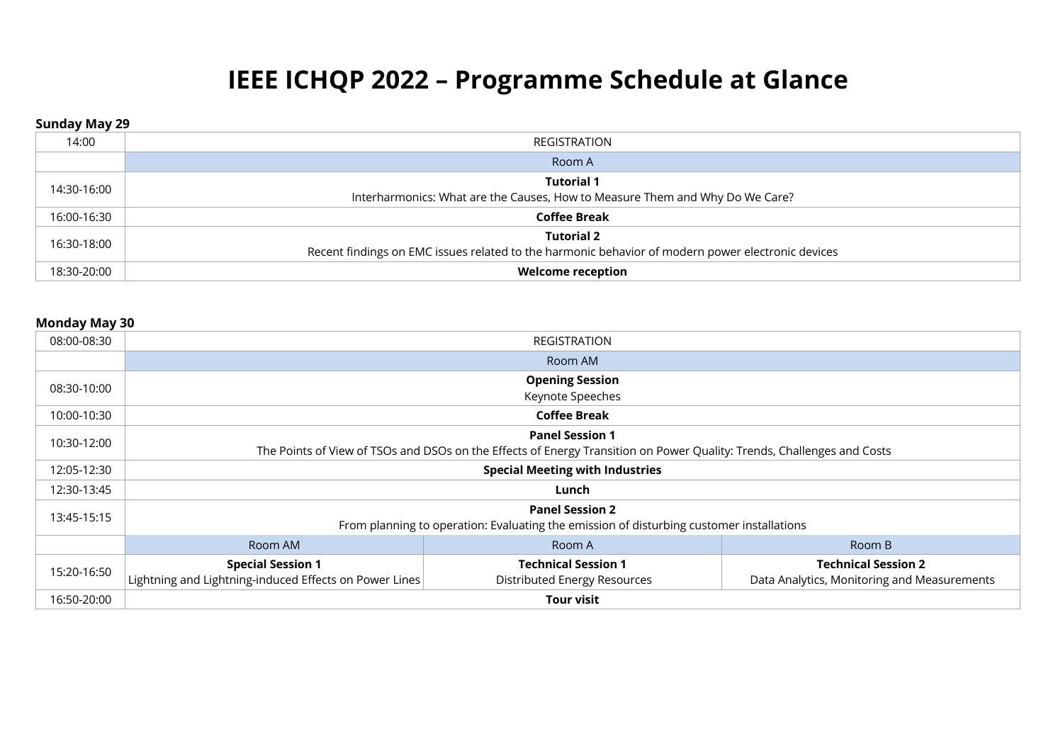# IEEE ICHQP 2022 – Programme Schedule at Glance

**Sunday May 29**

| | | | |
|---|---|---|---|
| 14:00 | REGISTRATION | | |
| | Room A | | |
| 14:30-16:00 | **Tutorial 1** Interharmonics: What are the Causes, How to Measure Them and Why Do We Care? | | |
| 16:00-16:30 | **Coffee Break** | | |
| 16:30-18:00 | **Tutorial 2** Recent findings on EMC issues related to the harmonic behavior of modern power electronic devices | | |
| 18:30-20:00 | **Welcome reception** | | |

**Monday May 30**

| | | | |
|---|---|---|---|
| 08:00-08:30 | REGISTRATION | | |
| | Room AM | | |
| 08:30-10:00 | **Opening Session** Keynote Speeches | | |
| 10:00-10:30 | **Coffee Break** | | |
| 10:30-12:00 | **Panel Session 1** The Points of View of TSOs and DSOs on the Effects of Energy Transition on Power Quality: Trends, Challenges and Costs | | |
| 12:05-12:30 | **Special Meeting with Industries** | | |
| 12:30-13:45 | **Lunch** | | |
| 13:45-15:15 | **Panel Session 2** From planning to operation: Evaluating the emission of disturbing customer installations | | |
| | Room AM | Room A | Room B |
| 15:20-16:50 | **Special Session 1** Lightning and Lightning-induced Effects on Power Lines | **Technical Session 1** Distributed Energy Resources | **Technical Session 2** Data Analytics, Monitoring and Measurements |
| 16:50-20:00 | **Tour visit** | | |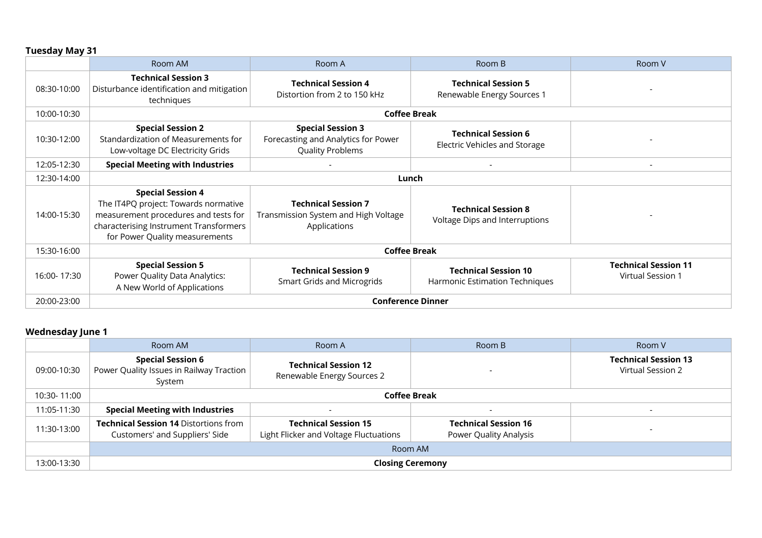**Tuesday May 31**

| | Room AM | Room A | Room B | Room V |
|---|---|---|---|---|
| 08:30-10:00 | **Technical Session 3** Disturbance identification and mitigation techniques | **Technical Session 4** Distortion from 2 to 150 kHz | **Technical Session 5** Renewable Energy Sources 1 | - |
| 10:00-10:30 | **Coffee Break** | | | |
| 10:30-12:00 | **Special Session 2** Standardization of Measurements for Low-voltage DC Electricity Grids | **Special Session 3** Forecasting and Analytics for Power Quality Problems | **Technical Session 6** Electric Vehicles and Storage | - |
| 12:05-12:30 | **Special Meeting with Industries** | - | - | - |
| 12:30-14:00 | **Lunch** | | | |
| 14:00-15:30 | **Special Session 4** The IT4PQ project: Towards normative measurement procedures and tests for characterising Instrument Transformers for Power Quality measurements | **Technical Session 7** Transmission System and High Voltage Applications | **Technical Session 8** Voltage Dips and Interruptions | - |
| 15:30-16:00 | **Coffee Break** | | | |
| 16:00- 17:30 | **Special Session 5** Power Quality Data Analytics: A New World of Applications | **Technical Session 9** Smart Grids and Microgrids | **Technical Session 10** Harmonic Estimation Techniques | **Technical Session 11** Virtual Session 1 |
| 20:00-23:00 | **Conference Dinner** | | | |

**Wednesday June 1**

| | Room AM | Room A | Room B | Room V |
|---|---|---|---|---|
| 09:00-10:30 | **Special Session 6** Power Quality Issues in Railway Traction System | **Technical Session 12** Renewable Energy Sources 2 | - | **Technical Session 13** Virtual Session 2 |
| 10:30- 11:00 | **Coffee Break** | | | |
| 11:05-11:30 | **Special Meeting with Industries** | - | - | - |
| 11:30-13:00 | **Technical Session 14** Distortions from Customers' and Suppliers' Side | **Technical Session 15** Light Flicker and Voltage Fluctuations | **Technical Session 16** Power Quality Analysis | - |
| | Room AM | | | |
| 13:00-13:30 | **Closing Ceremony** | | | |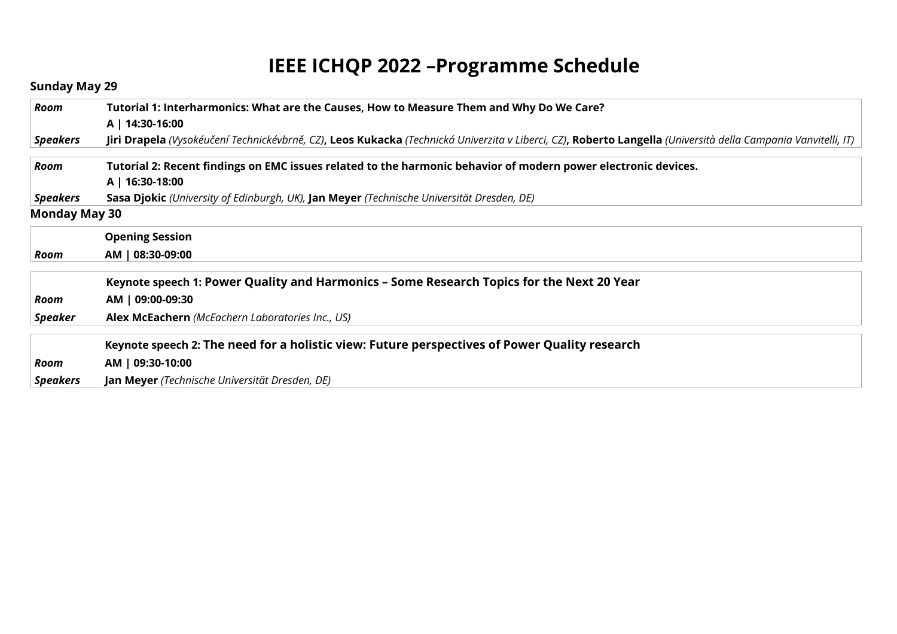# IEEE ICHQP 2022 –Programme Schedule

## Sunday May 29

| | |
|---|---|
| ***Room*** | **Tutorial 1: Interharmonics: What are the Causes, How to Measure Them and Why Do We Care?** |
| | **A \| 14:30-16:00** |
| ***Speakers*** | **Jiri Drapela** *(Vysokéučení Technickévbrně, CZ)*, **Leos Kukacka** *(Technická Univerzita v Liberci, CZ)*, **Roberto Langella** *(Università della Campania Vanvitelli, IT)* |

| | |
|---|---|
| ***Room*** | **Tutorial 2: Recent findings on EMC issues related to the harmonic behavior of modern power electronic devices.** |
| | **A \| 16:30-18:00** |
| ***Speakers*** | **Sasa Djokic** *(University of Edinburgh, UK),* **Jan Meyer** *(Technische Universität Dresden, DE)* |

## Monday May 30

| | |
|---|---|
| | **Opening Session** |
| ***Room*** | **AM \| 08:30-09:00** |

| | |
|---|---|
| | **Keynote speech 1: Power Quality and Harmonics – Some Research Topics for the Next 20 Year** |
| ***Room*** | **AM \| 09:00-09:30** |
| ***Speaker*** | **Alex McEachern** *(McEachern Laboratories Inc., US)* |

| | |
|---|---|
| | **Keynote speech 2: The need for a holistic view: Future perspectives of Power Quality research** |
| ***Room*** | **AM \| 09:30-10:00** |
| ***Speakers*** | **Jan Meyer** *(Technische Universität Dresden, DE)* |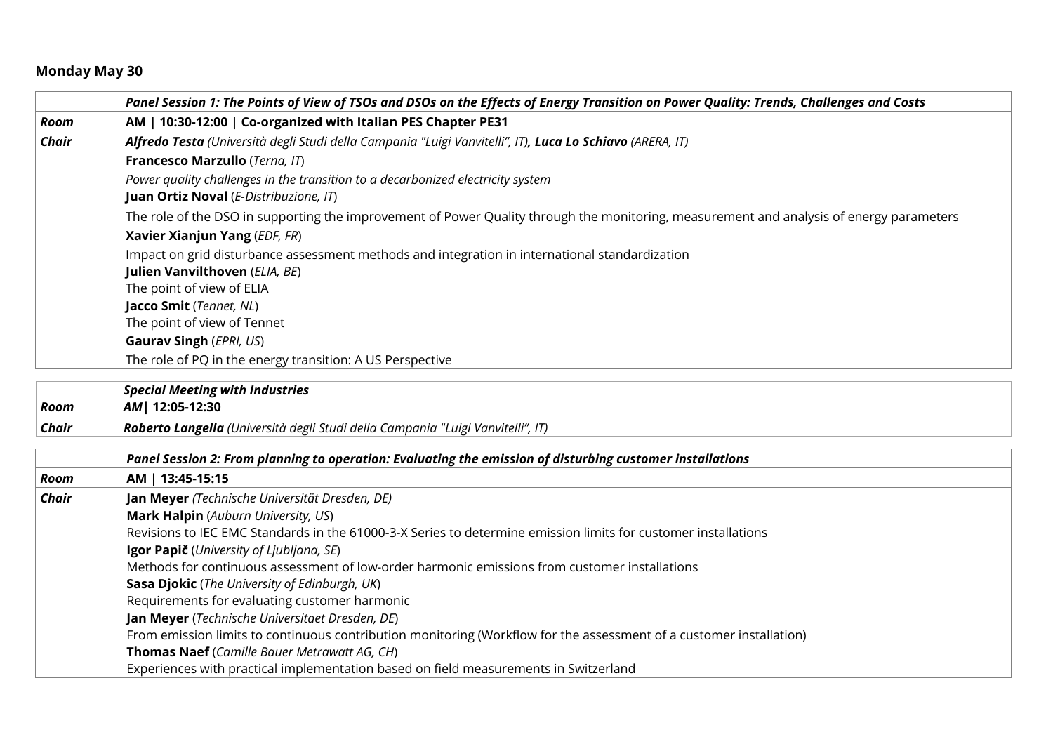**Monday May 30**

| | *Panel Session 1: The Points of View of TSOs and DSOs on the Effects of Energy Transition on Power Quality: Trends, Challenges and Costs* |
|---|---|
| ***Room*** | **AM \| 10:30-12:00 \| Co-organized with Italian PES Chapter PE31** |
| ***Chair*** | ***Alfredo Testa*** *(Università degli Studi della Campania "Luigi Vanvitelli", IT)*, ***Luca Lo Schiavo*** *(ARERA, IT)* |
| | **Francesco Marzullo** (*Terna, IT*)<br>*Power quality challenges in the transition to a decarbonized electricity system*<br>**Juan Ortiz Noval** (*E-Distribuzione, IT*)<br>The role of the DSO in supporting the improvement of Power Quality through the monitoring, measurement and analysis of energy parameters<br>**Xavier Xianjun Yang** (*EDF, FR*)<br>Impact on grid disturbance assessment methods and integration in international standardization<br>**Julien Vanvilthoven** (*ELIA, BE*)<br>The point of view of ELIA<br>**Jacco Smit** (*Tennet, NL*)<br>The point of view of Tennet<br>**Gaurav Singh** (*EPRI, US*)<br>The role of PQ in the energy transition: A US Perspective |

| | ***Special Meeting with Industries*** |
|---|---|
| ***Room*** | ***AM* \| 12:05-12:30** |
| ***Chair*** | ***Roberto Langella*** *(Università degli Studi della Campania "Luigi Vanvitelli", IT)* |

| | *Panel Session 2: From planning to operation: Evaluating the emission of disturbing customer installations* |
|---|---|
| ***Room*** | **AM \| 13:45-15:15** |
| ***Chair*** | **Jan Meyer** *(Technische Universität Dresden, DE)* |
| | **Mark Halpin** (*Auburn University, US*)<br>Revisions to IEC EMC Standards in the 61000-3-X Series to determine emission limits for customer installations<br>**Igor Papič** (*University of Ljubljana, SE*)<br>Methods for continuous assessment of low-order harmonic emissions from customer installations<br>**Sasa Djokic** (*The University of Edinburgh, UK*)<br>Requirements for evaluating customer harmonic<br>**Jan Meyer** (*Technische Universitaet Dresden, DE*)<br>From emission limits to continuous contribution monitoring (Workflow for the assessment of a customer installation)<br>**Thomas Naef** (*Camille Bauer Metrawatt AG, CH*)<br>Experiences with practical implementation based on field measurements in Switzerland |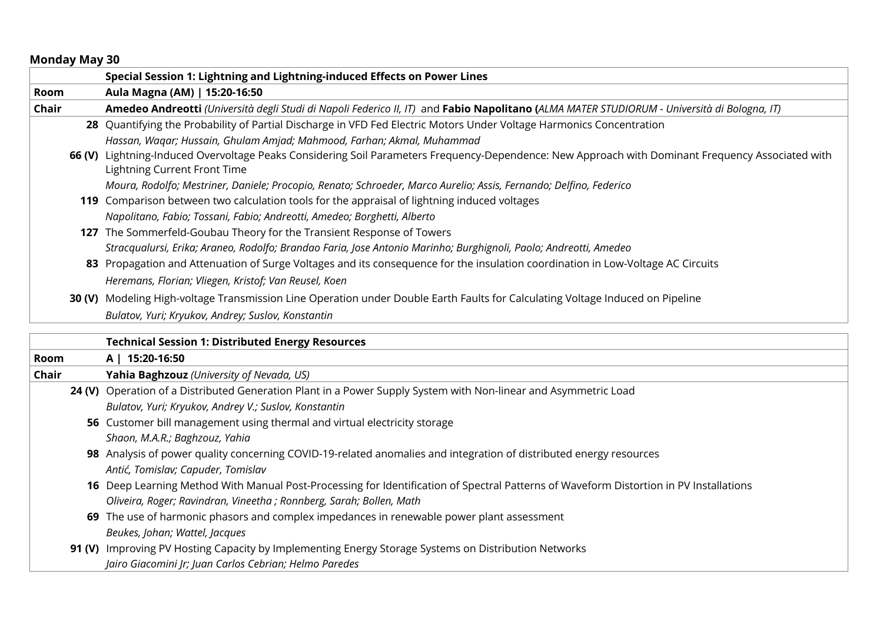**Monday May 30**

| | Special Session 1: Lightning and Lightning-induced Effects on Power Lines |
|---|---|
| **Room** | **Aula Magna (AM) \| 15:20-16:50** |
| **Chair** | **Amedeo Andreotti** *(Università degli Studi di Napoli Federico II, IT)* and **Fabio Napolitano (***ALMA MATER STUDIORUM - Università di Bologna, IT)* |
| **28** | Quantifying the Probability of Partial Discharge in VFD Fed Electric Motors Under Voltage Harmonics Concentration<br>*Hassan, Waqar; Hussain, Ghulam Amjad; Mahmood, Farhan; Akmal, Muhammad* |
| **66 (V)** | Lightning-Induced Overvoltage Peaks Considering Soil Parameters Frequency-Dependence: New Approach with Dominant Frequency Associated with Lightning Current Front Time<br>*Moura, Rodolfo; Mestriner, Daniele; Procopio, Renato; Schroeder, Marco Aurelio; Assis, Fernando; Delfino, Federico* |
| **119** | Comparison between two calculation tools for the appraisal of lightning induced voltages<br>*Napolitano, Fabio; Tossani, Fabio; Andreotti, Amedeo; Borghetti, Alberto* |
| **127** | The Sommerfeld-Goubau Theory for the Transient Response of Towers<br>*Stracqualursi, Erika; Araneo, Rodolfo; Brandao Faria, Jose Antonio Marinho; Burghignoli, Paolo; Andreotti, Amedeo* |
| **83** | Propagation and Attenuation of Surge Voltages and its consequence for the insulation coordination in Low-Voltage AC Circuits<br>*Heremans, Florian; Vliegen, Kristof; Van Reusel, Koen* |
| **30 (V)** | Modeling High-voltage Transmission Line Operation under Double Earth Faults for Calculating Voltage Induced on Pipeline<br>*Bulatov, Yuri; Kryukov, Andrey; Suslov, Konstantin* |

| | Technical Session 1: Distributed Energy Resources |
|---|---|
| **Room** | **A \| 15:20-16:50** |
| **Chair** | **Yahia Baghzouz** *(University of Nevada, US)* |
| **24 (V)** | Operation of a Distributed Generation Plant in a Power Supply System with Non-linear and Asymmetric Load<br>*Bulatov, Yuri; Kryukov, Andrey V.; Suslov, Konstantin* |
| **56** | Customer bill management using thermal and virtual electricity storage<br>*Shaon, M.A.R.; Baghzouz, Yahia* |
| **98** | Analysis of power quality concerning COVID-19-related anomalies and integration of distributed energy resources<br>*Antić, Tomislav; Capuder, Tomislav* |
| **16** | Deep Learning Method With Manual Post-Processing for Identification of Spectral Patterns of Waveform Distortion in PV Installations<br>*Oliveira, Roger; Ravindran, Vineetha ; Ronnberg, Sarah; Bollen, Math* |
| **69** | The use of harmonic phasors and complex impedances in renewable power plant assessment<br>*Beukes, Johan; Wattel, Jacques* |
| **91 (V)** | Improving PV Hosting Capacity by Implementing Energy Storage Systems on Distribution Networks<br>*Jairo Giacomini Jr; Juan Carlos Cebrian; Helmo Paredes* |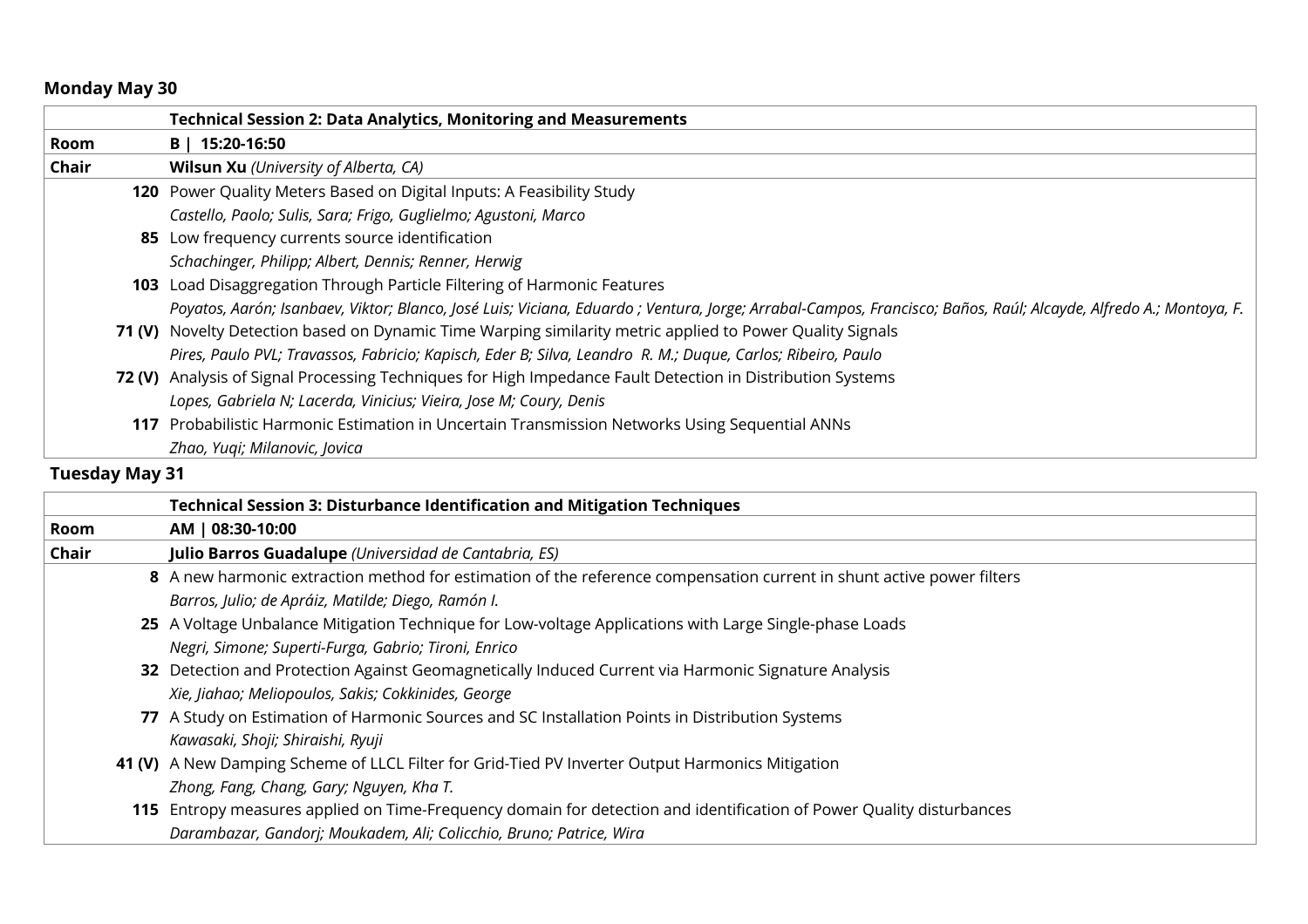**Monday May 30**

| | Technical Session 2: Data Analytics, Monitoring and Measurements |
|---|---|
| **Room** | **B \| 15:20-16:50** |
| **Chair** | **Wilsun Xu** *(University of Alberta, CA)* |
| **120** | Power Quality Meters Based on Digital Inputs: A Feasibility Study<br>*Castello, Paolo; Sulis, Sara; Frigo, Guglielmo; Agustoni, Marco* |
| **85** | Low frequency currents source identification<br>*Schachinger, Philipp; Albert, Dennis; Renner, Herwig* |
| **103** | Load Disaggregation Through Particle Filtering of Harmonic Features<br>*Poyatos, Aarón; Isanbaev, Viktor; Blanco, José Luis; Viciana, Eduardo ; Ventura, Jorge; Arrabal-Campos, Francisco; Baños, Raúl; Alcayde, Alfredo A.; Montoya, F.* |
| **71 (V)** | Novelty Detection based on Dynamic Time Warping similarity metric applied to Power Quality Signals<br>*Pires, Paulo PVL; Travassos, Fabricio; Kapisch, Eder B; Silva, Leandro R. M.; Duque, Carlos; Ribeiro, Paulo* |
| **72 (V)** | Analysis of Signal Processing Techniques for High Impedance Fault Detection in Distribution Systems<br>*Lopes, Gabriela N; Lacerda, Vinicius; Vieira, Jose M; Coury, Denis* |
| **117** | Probabilistic Harmonic Estimation in Uncertain Transmission Networks Using Sequential ANNs<br>*Zhao, Yuqi; Milanovic, Jovica* |

**Tuesday May 31**

| | Technical Session 3: Disturbance Identification and Mitigation Techniques |
|---|---|
| **Room** | **AM \| 08:30-10:00** |
| **Chair** | **Julio Barros Guadalupe** *(Universidad de Cantabria, ES)* |
| **8** | A new harmonic extraction method for estimation of the reference compensation current in shunt active power filters<br>*Barros, Julio; de Apráiz, Matilde; Diego, Ramón I.* |
| **25** | A Voltage Unbalance Mitigation Technique for Low-voltage Applications with Large Single-phase Loads<br>*Negri, Simone; Superti-Furga, Gabrio; Tironi, Enrico* |
| **32** | Detection and Protection Against Geomagnetically Induced Current via Harmonic Signature Analysis<br>*Xie, Jiahao; Meliopoulos, Sakis; Cokkinides, George* |
| **77** | A Study on Estimation of Harmonic Sources and SC Installation Points in Distribution Systems<br>*Kawasaki, Shoji; Shiraishi, Ryuji* |
| **41 (V)** | A New Damping Scheme of LLCL Filter for Grid-Tied PV Inverter Output Harmonics Mitigation<br>*Zhong, Fang, Chang, Gary; Nguyen, Kha T.* |
| **115** | Entropy measures applied on Time-Frequency domain for detection and identification of Power Quality disturbances<br>*Darambazar, Gandorj; Moukadem, Ali; Colicchio, Bruno; Patrice, Wira* |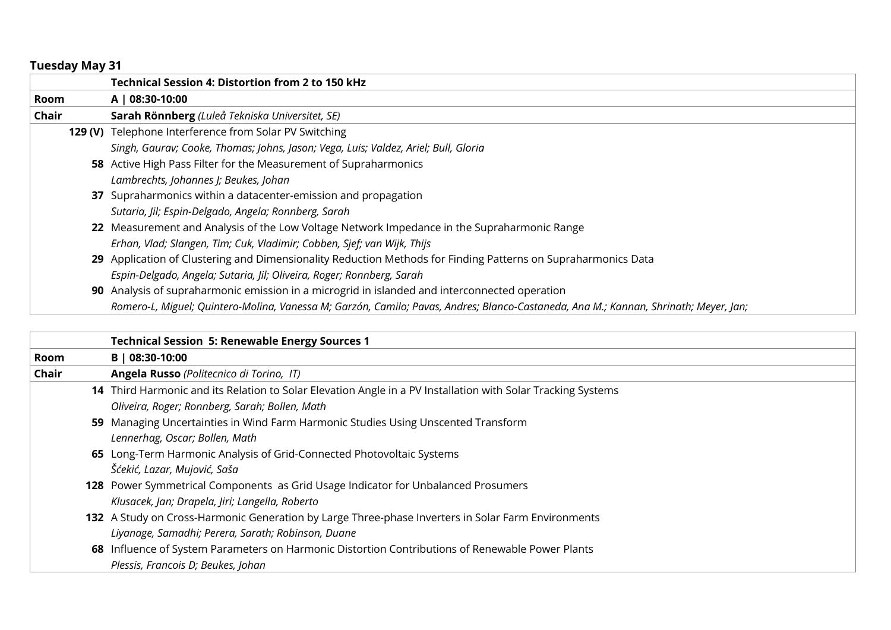## Tuesday May 31

| | Technical Session 4: Distortion from 2 to 150 kHz |
|---|---|
| **Room** | **A \| 08:30-10:00** |
| **Chair** | **Sarah Rönnberg** *(Luleå Tekniska Universitet, SE)* |
| **129 (V)** | Telephone Interference from Solar PV Switching |
| | *Singh, Gaurav; Cooke, Thomas; Johns, Jason; Vega, Luis; Valdez, Ariel; Bull, Gloria* |
| **58** | Active High Pass Filter for the Measurement of Supraharmonics |
| | *Lambrechts, Johannes J; Beukes, Johan* |
| **37** | Supraharmonics within a datacenter-emission and propagation |
| | *Sutaria, Jil; Espin-Delgado, Angela; Ronnberg, Sarah* |
| **22** | Measurement and Analysis of the Low Voltage Network Impedance in the Supraharmonic Range |
| | *Erhan, Vlad; Slangen, Tim; Cuk, Vladimir; Cobben, Sjef; van Wijk, Thijs* |
| **29** | Application of Clustering and Dimensionality Reduction Methods for Finding Patterns on Supraharmonics Data |
| | *Espin-Delgado, Angela; Sutaria, Jil; Oliveira, Roger; Ronnberg, Sarah* |
| **90** | Analysis of supraharmonic emission in a microgrid in islanded and interconnected operation |
| | *Romero-L, Miguel; Quintero-Molina, Vanessa M; Garzón, Camilo; Pavas, Andres; Blanco-Castaneda, Ana M.; Kannan, Shrinath; Meyer, Jan;* |

| | Technical Session 5: Renewable Energy Sources 1 |
|---|---|
| **Room** | **B \| 08:30-10:00** |
| **Chair** | **Angela Russo** *(Politecnico di Torino, IT)* |
| **14** | Third Harmonic and its Relation to Solar Elevation Angle in a PV Installation with Solar Tracking Systems |
| | *Oliveira, Roger; Ronnberg, Sarah; Bollen, Math* |
| **59** | Managing Uncertainties in Wind Farm Harmonic Studies Using Unscented Transform |
| | *Lennerhag, Oscar; Bollen, Math* |
| **65** | Long-Term Harmonic Analysis of Grid-Connected Photovoltaic Systems |
| | *Šćekić, Lazar, Mujović, Saša* |
| **128** | Power Symmetrical Components as Grid Usage Indicator for Unbalanced Prosumers |
| | *Klusacek, Jan; Drapela, Jiri; Langella, Roberto* |
| **132** | A Study on Cross-Harmonic Generation by Large Three-phase Inverters in Solar Farm Environments |
| | *Liyanage, Samadhi; Perera, Sarath; Robinson, Duane* |
| **68** | Influence of System Parameters on Harmonic Distortion Contributions of Renewable Power Plants |
| | *Plessis, Francois D; Beukes, Johan* |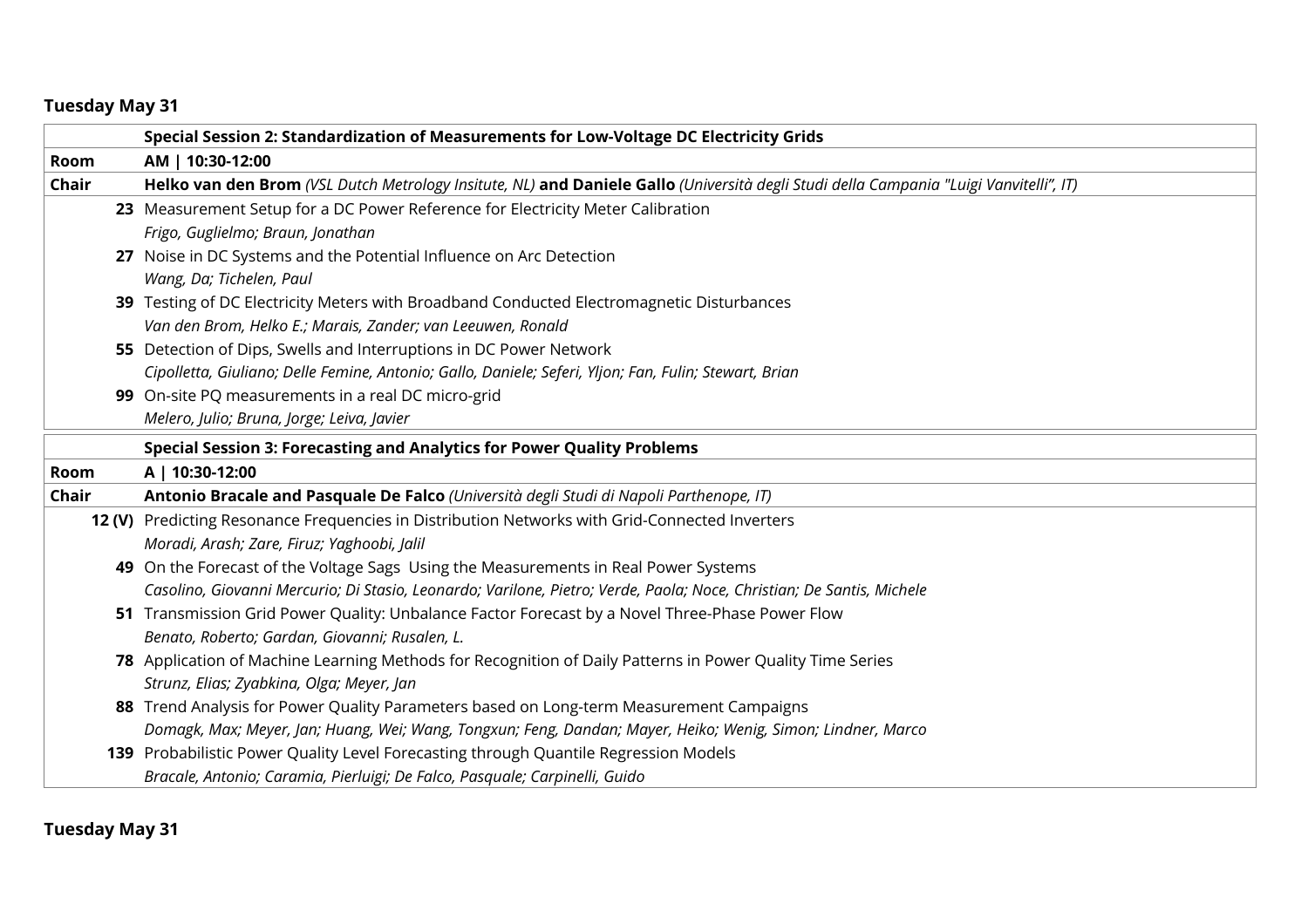**Tuesday May 31**

| | **Special Session 2: Standardization of Measurements for Low-Voltage DC Electricity Grids** |
|---|---|
| **Room** | **AM \| 10:30-12:00** |
| **Chair** | **Helko van den Brom** *(VSL Dutch Metrology Insitute, NL)* **and Daniele Gallo** *(Università degli Studi della Campania "Luigi Vanvitelli", IT)* |
| **23** | Measurement Setup for a DC Power Reference for Electricity Meter Calibration<br>*Frigo, Guglielmo; Braun, Jonathan* |
| **27** | Noise in DC Systems and the Potential Influence on Arc Detection<br>*Wang, Da; Tichelen, Paul* |
| **39** | Testing of DC Electricity Meters with Broadband Conducted Electromagnetic Disturbances<br>*Van den Brom, Helko E.; Marais, Zander; van Leeuwen, Ronald* |
| **55** | Detection of Dips, Swells and Interruptions in DC Power Network<br>*Cipolletta, Giuliano; Delle Femine, Antonio; Gallo, Daniele; Seferi, Yljon; Fan, Fulin; Stewart, Brian* |
| **99** | On-site PQ measurements in a real DC micro-grid<br>*Melero, Julio; Bruna, Jorge; Leiva, Javier* |

| | **Special Session 3: Forecasting and Analytics for Power Quality Problems** |
|---|---|
| **Room** | **A \| 10:30-12:00** |
| **Chair** | **Antonio Bracale and Pasquale De Falco** *(Università degli Studi di Napoli Parthenope, IT)* |
| **12 (V)** | Predicting Resonance Frequencies in Distribution Networks with Grid-Connected Inverters<br>*Moradi, Arash; Zare, Firuz; Yaghoobi, Jalil* |
| **49** | On the Forecast of the Voltage Sags Using the Measurements in Real Power Systems<br>*Casolino, Giovanni Mercurio; Di Stasio, Leonardo; Varilone, Pietro; Verde, Paola; Noce, Christian; De Santis, Michele* |
| **51** | Transmission Grid Power Quality: Unbalance Factor Forecast by a Novel Three-Phase Power Flow<br>*Benato, Roberto; Gardan, Giovanni; Rusalen, L.* |
| **78** | Application of Machine Learning Methods for Recognition of Daily Patterns in Power Quality Time Series<br>*Strunz, Elias; Zyabkina, Olga; Meyer, Jan* |
| **88** | Trend Analysis for Power Quality Parameters based on Long-term Measurement Campaigns<br>*Domagk, Max; Meyer, Jan; Huang, Wei; Wang, Tongxun; Feng, Dandan; Mayer, Heiko; Wenig, Simon; Lindner, Marco* |
| **139** | Probabilistic Power Quality Level Forecasting through Quantile Regression Models<br>*Bracale, Antonio; Caramia, Pierluigi; De Falco, Pasquale; Carpinelli, Guido* |

**Tuesday May 31**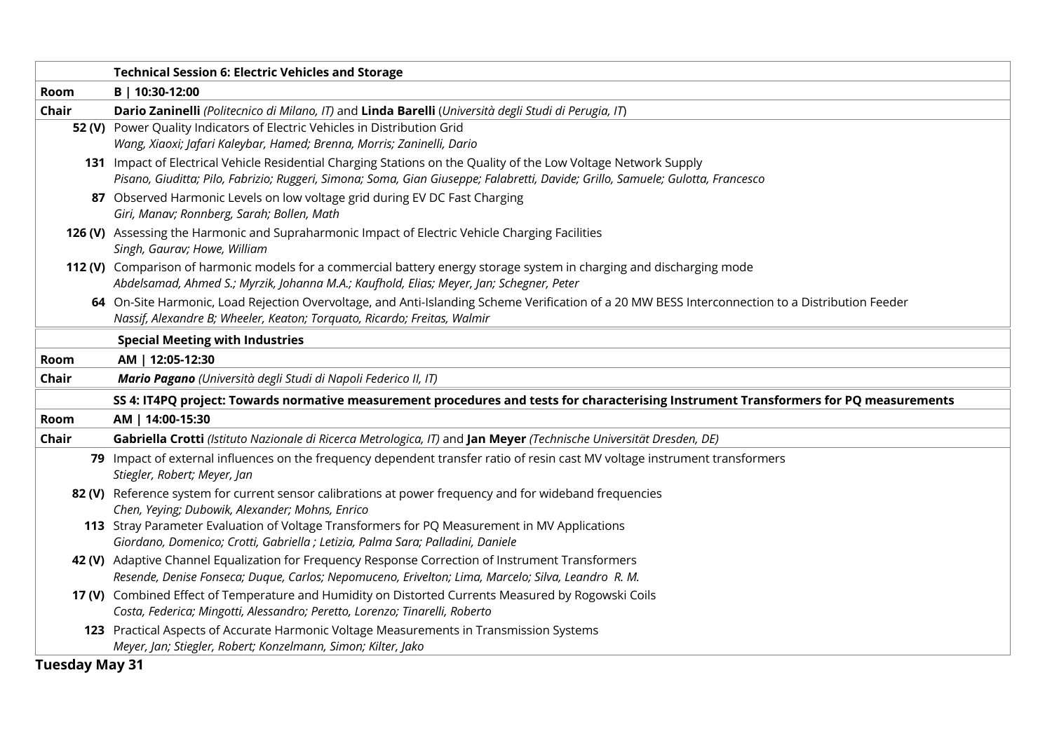| | **Technical Session 6: Electric Vehicles and Storage** |
|---|---|
| **Room** | **B \| 10:30-12:00** |
| **Chair** | **Dario Zaninelli** *(Politecnico di Milano, IT)* and **Linda Barelli** (*Università degli Studi di Perugia, IT*) |
| **52 (V)** | Power Quality Indicators of Electric Vehicles in Distribution Grid<br>*Wang, Xiaoxi; Jafari Kaleybar, Hamed; Brenna, Morris; Zaninelli, Dario* |
| **131** | Impact of Electrical Vehicle Residential Charging Stations on the Quality of the Low Voltage Network Supply<br>*Pisano, Giuditta; Pilo, Fabrizio; Ruggeri, Simona; Soma, Gian Giuseppe; Falabretti, Davide; Grillo, Samuele; Gulotta, Francesco* |
| **87** | Observed Harmonic Levels on low voltage grid during EV DC Fast Charging<br>*Giri, Manav; Ronnberg, Sarah; Bollen, Math* |
| **126 (V)** | Assessing the Harmonic and Supraharmonic Impact of Electric Vehicle Charging Facilities<br>*Singh, Gaurav; Howe, William* |
| **112 (V)** | Comparison of harmonic models for a commercial battery energy storage system in charging and discharging mode<br>*Abdelsamad, Ahmed S.; Myrzik, Johanna M.A.; Kaufhold, Elias; Meyer, Jan; Schegner, Peter* |
| **64** | On-Site Harmonic, Load Rejection Overvoltage, and Anti-Islanding Scheme Verification of a 20 MW BESS Interconnection to a Distribution Feeder<br>*Nassif, Alexandre B; Wheeler, Keaton; Torquato, Ricardo; Freitas, Walmir* |

| | **Special Meeting with Industries** |
|---|---|
| **Room** | **AM \| 12:05-12:30** |
| **Chair** | ***Mario Pagano*** *(Università degli Studi di Napoli Federico II, IT)* |

| | **SS 4: IT4PQ project: Towards normative measurement procedures and tests for characterising Instrument Transformers for PQ measurements** |
|---|---|
| **Room** | **AM \| 14:00-15:30** |
| **Chair** | **Gabriella Crotti** *(Istituto Nazionale di Ricerca Metrologica, IT)* and **Jan Meyer** *(Technische Universität Dresden, DE)* |
| **79** | Impact of external influences on the frequency dependent transfer ratio of resin cast MV voltage instrument transformers<br>*Stiegler, Robert; Meyer, Jan* |
| **82 (V)** | Reference system for current sensor calibrations at power frequency and for wideband frequencies<br>*Chen, Yeying; Dubowik, Alexander; Mohns, Enrico* |
| **113** | Stray Parameter Evaluation of Voltage Transformers for PQ Measurement in MV Applications<br>*Giordano, Domenico; Crotti, Gabriella ; Letizia, Palma Sara; Palladini, Daniele* |
| **42 (V)** | Adaptive Channel Equalization for Frequency Response Correction of Instrument Transformers<br>*Resende, Denise Fonseca; Duque, Carlos; Nepomuceno, Erivelton; Lima, Marcelo; Silva, Leandro R. M.* |
| **17 (V)** | Combined Effect of Temperature and Humidity on Distorted Currents Measured by Rogowski Coils<br>*Costa, Federica; Mingotti, Alessandro; Peretto, Lorenzo; Tinarelli, Roberto* |
| **123** | Practical Aspects of Accurate Harmonic Voltage Measurements in Transmission Systems<br>*Meyer, Jan; Stiegler, Robert; Konzelmann, Simon; Kilter, Jako* |

**Tuesday May 31**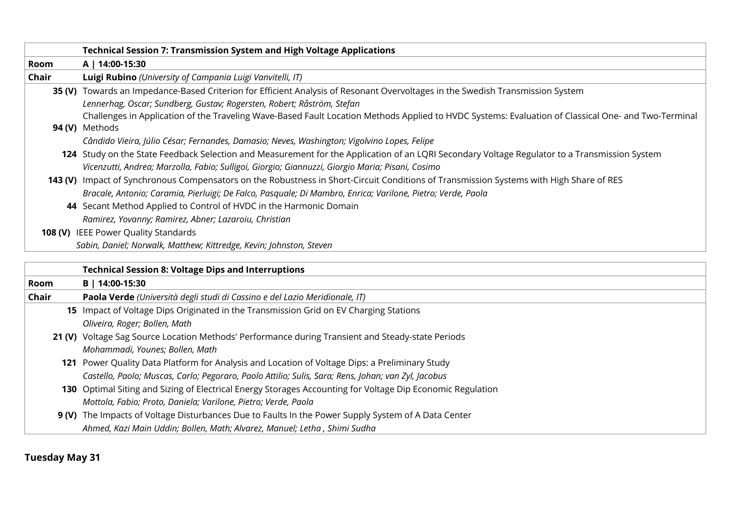| | Technical Session 7: Transmission System and High Voltage Applications |
|---|---|
| **Room** | **A \| 14:00-15:30** |
| **Chair** | **Luigi Rubino** *(University of Campania Luigi Vanvitelli, IT)* |
| **35 (V)** | Towards an Impedance-Based Criterion for Efficient Analysis of Resonant Overvoltages in the Swedish Transmission System |
| | *Lennerhag, Oscar; Sundberg, Gustav; Rogersten, Robert; Råström, Stefan* |
| **94 (V)** | Challenges in Application of the Traveling Wave-Based Fault Location Methods Applied to HVDC Systems: Evaluation of Classical One- and Two-Terminal Methods |
| | *Cândido Vieira, Júlio César; Fernandes, Damasio; Neves, Washington; Vigolvino Lopes, Felipe* |
| **124** | Study on the State Feedback Selection and Measurement for the Application of an LQRI Secondary Voltage Regulator to a Transmission System |
| | *Vicenzutti, Andrea; Marzolla, Fabio; Sulligoi, Giorgio; Giannuzzi, Giorgio Maria; Pisani, Cosimo* |
| **143 (V)** | Impact of Synchronous Compensators on the Robustness in Short-Circuit Conditions of Transmission Systems with High Share of RES |
| | *Bracale, Antonio; Caramia, Pierluigi; De Falco, Pasquale; Di Mambro, Enrica; Varilone, Pietro; Verde, Paola* |
| **44** | Secant Method Applied to Control of HVDC in the Harmonic Domain |
| | *Ramirez, Yovanny; Ramirez, Abner; Lazaroiu, Christian* |
| **108 (V)** | IEEE Power Quality Standards |
| | *Sabin, Daniel; Norwalk, Matthew; Kittredge, Kevin; Johnston, Steven* |

| | Technical Session 8: Voltage Dips and Interruptions |
|---|---|
| **Room** | **B \| 14:00-15:30** |
| **Chair** | **Paola Verde** *(Università degli studi di Cassino e del Lazio Meridionale, IT)* |
| **15** | Impact of Voltage Dips Originated in the Transmission Grid on EV Charging Stations |
| | *Oliveira, Roger; Bollen, Math* |
| **21 (V)** | Voltage Sag Source Location Methods' Performance during Transient and Steady-state Periods |
| | *Mohammadi, Younes; Bollen, Math* |
| **121** | Power Quality Data Platform for Analysis and Location of Voltage Dips: a Preliminary Study |
| | *Castello, Paolo; Muscas, Carlo; Pegoraro, Paolo Attilio; Sulis, Sara; Rens, Johan; van Zyl, Jacobus* |
| **130** | Optimal Siting and Sizing of Electrical Energy Storages Accounting for Voltage Dip Economic Regulation |
| | *Mottola, Fabio; Proto, Daniela; Varilone, Pietro; Verde, Paola* |
| **9 (V)** | The Impacts of Voltage Disturbances Due to Faults In the Power Supply System of A Data Center |
| | *Ahmed, Kazi Main Uddin; Bollen, Math; Alvarez, Manuel; Letha , Shimi Sudha* |

**Tuesday May 31**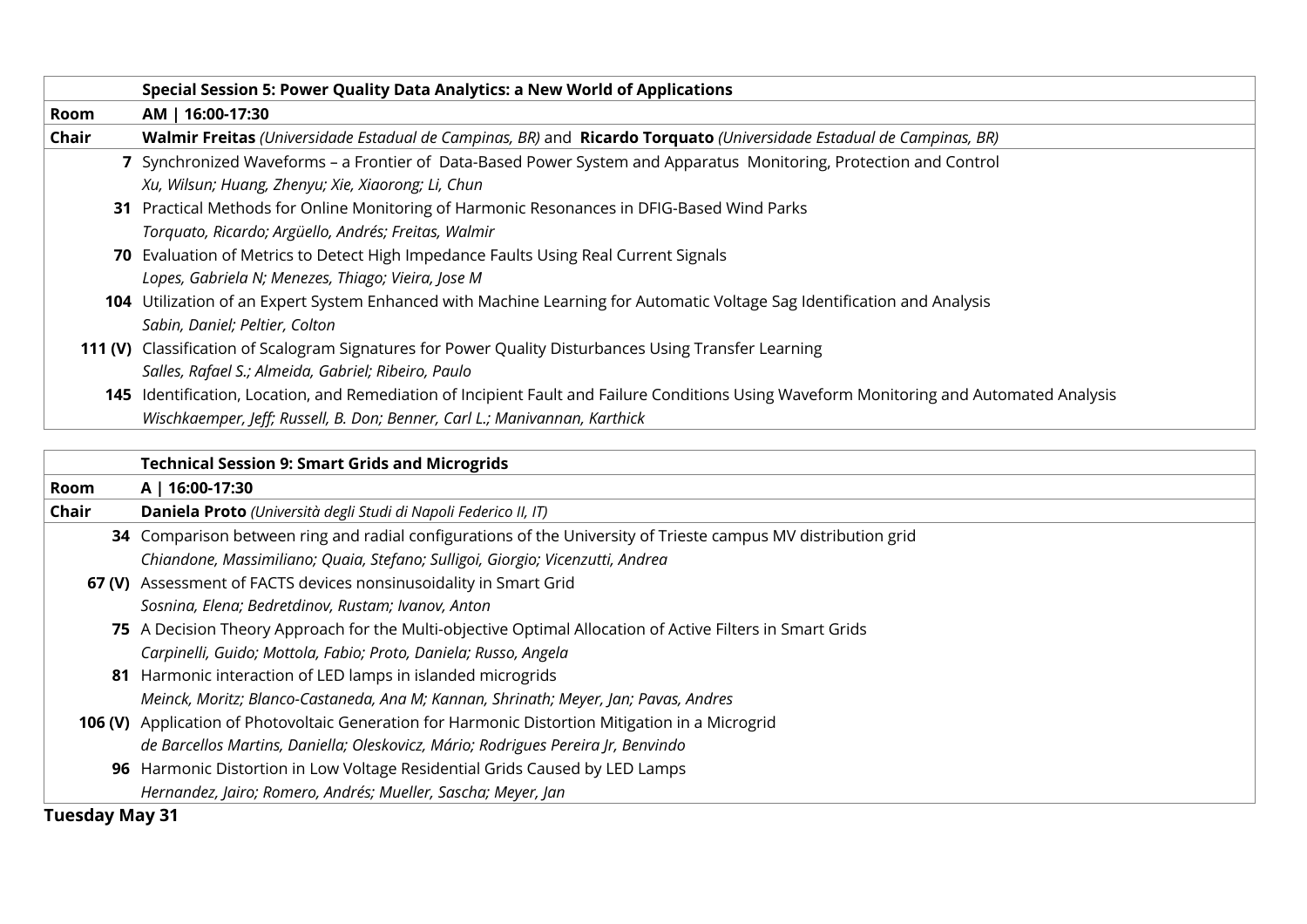| | **Special Session 5: Power Quality Data Analytics: a New World of Applications** |
|---|---|
| **Room** | **AM \| 16:00-17:30** |
| **Chair** | **Walmir Freitas** *(Universidade Estadual de Campinas, BR)* and **Ricardo Torquato** *(Universidade Estadual de Campinas, BR)* |
| **7** | Synchronized Waveforms – a Frontier of Data-Based Power System and Apparatus Monitoring, Protection and Control |
| | *Xu, Wilsun; Huang, Zhenyu; Xie, Xiaorong; Li, Chun* |
| **31** | Practical Methods for Online Monitoring of Harmonic Resonances in DFIG-Based Wind Parks |
| | *Torquato, Ricardo; Argüello, Andrés; Freitas, Walmir* |
| **70** | Evaluation of Metrics to Detect High Impedance Faults Using Real Current Signals |
| | *Lopes, Gabriela N; Menezes, Thiago; Vieira, Jose M* |
| **104** | Utilization of an Expert System Enhanced with Machine Learning for Automatic Voltage Sag Identification and Analysis |
| | *Sabin, Daniel; Peltier, Colton* |
| **111 (V)** | Classification of Scalogram Signatures for Power Quality Disturbances Using Transfer Learning |
| | *Salles, Rafael S.; Almeida, Gabriel; Ribeiro, Paulo* |
| **145** | Identification, Location, and Remediation of Incipient Fault and Failure Conditions Using Waveform Monitoring and Automated Analysis |
| | *Wischkaemper, Jeff; Russell, B. Don; Benner, Carl L.; Manivannan, Karthick* |

| | **Technical Session 9: Smart Grids and Microgrids** |
|---|---|
| **Room** | **A \| 16:00-17:30** |
| **Chair** | **Daniela Proto** *(Università degli Studi di Napoli Federico II, IT)* |
| **34** | Comparison between ring and radial configurations of the University of Trieste campus MV distribution grid |
| | *Chiandone, Massimiliano; Quaia, Stefano; Sulligoi, Giorgio; Vicenzutti, Andrea* |
| **67 (V)** | Assessment of FACTS devices nonsinusoidality in Smart Grid |
| | *Sosnina, Elena; Bedretdinov, Rustam; Ivanov, Anton* |
| **75** | A Decision Theory Approach for the Multi-objective Optimal Allocation of Active Filters in Smart Grids |
| | *Carpinelli, Guido; Mottola, Fabio; Proto, Daniela; Russo, Angela* |
| **81** | Harmonic interaction of LED lamps in islanded microgrids |
| | *Meinck, Moritz; Blanco-Castaneda, Ana M; Kannan, Shrinath; Meyer, Jan; Pavas, Andres* |
| **106 (V)** | Application of Photovoltaic Generation for Harmonic Distortion Mitigation in a Microgrid |
| | *de Barcellos Martins, Daniella; Oleskovicz, Mário; Rodrigues Pereira Jr, Benvindo* |
| **96** | Harmonic Distortion in Low Voltage Residential Grids Caused by LED Lamps |
| | *Hernandez, Jairo; Romero, Andrés; Mueller, Sascha; Meyer, Jan* |

**Tuesday May 31**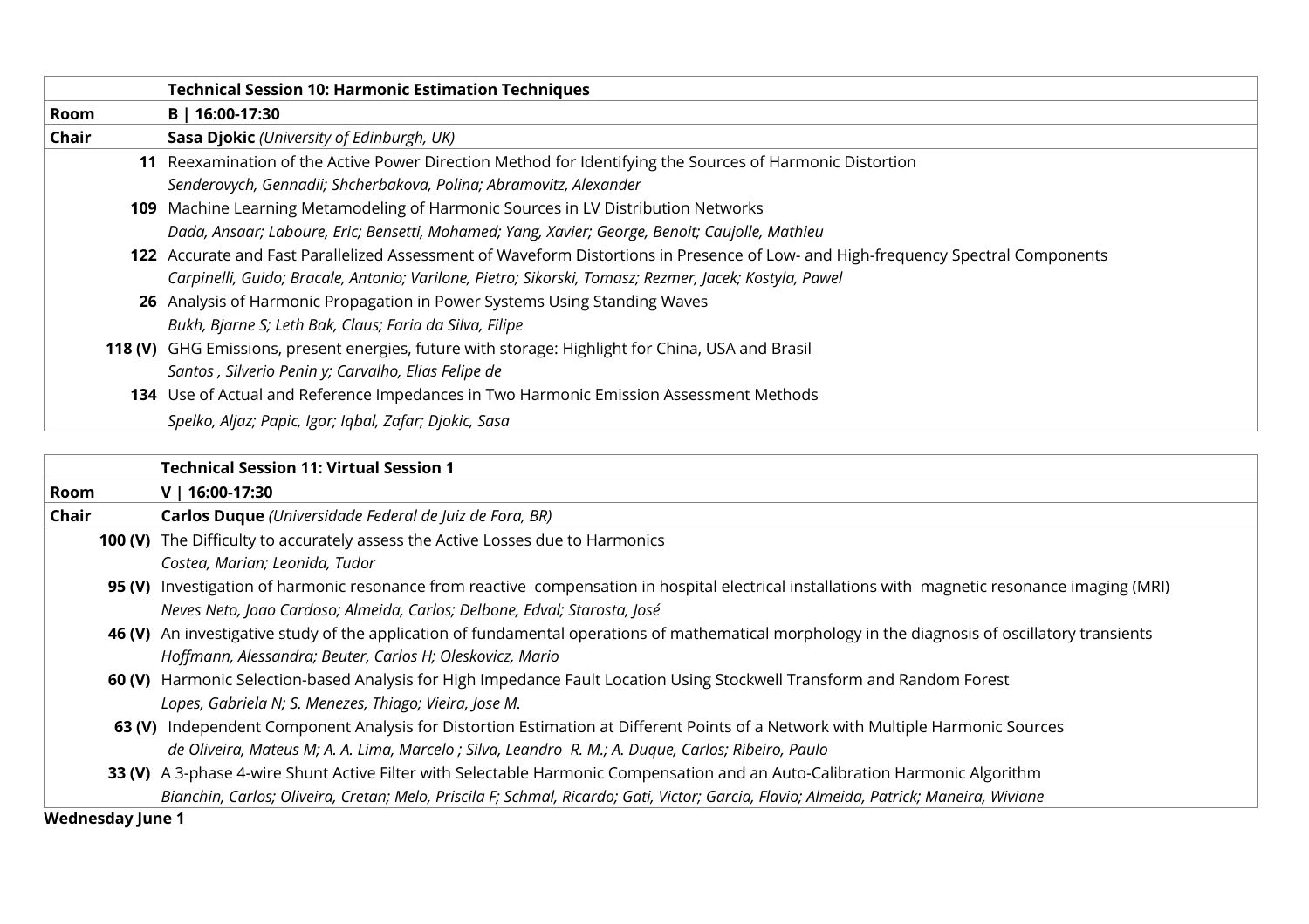| | **Technical Session 10: Harmonic Estimation Techniques** |
|---|---|
| **Room** | **B \| 16:00-17:30** |
| **Chair** | **Sasa Djokic** *(University of Edinburgh, UK)* |
| **11** | Reexamination of the Active Power Direction Method for Identifying the Sources of Harmonic Distortion<br>*Senderovych, Gennadii; Shcherbakova, Polina; Abramovitz, Alexander* |
| **109** | Machine Learning Metamodeling of Harmonic Sources in LV Distribution Networks<br>*Dada, Ansaar; Laboure, Eric; Bensetti, Mohamed; Yang, Xavier; George, Benoit; Caujolle, Mathieu* |
| **122** | Accurate and Fast Parallelized Assessment of Waveform Distortions in Presence of Low- and High-frequency Spectral Components<br>*Carpinelli, Guido; Bracale, Antonio; Varilone, Pietro; Sikorski, Tomasz; Rezmer, Jacek; Kostyla, Pawel* |
| **26** | Analysis of Harmonic Propagation in Power Systems Using Standing Waves<br>*Bukh, Bjarne S; Leth Bak, Claus; Faria da Silva, Filipe* |
| **118 (V)** | GHG Emissions, present energies, future with storage: Highlight for China, USA and Brasil<br>*Santos , Silverio Penin y; Carvalho, Elias Felipe de* |
| **134** | Use of Actual and Reference Impedances in Two Harmonic Emission Assessment Methods<br>*Spelko, Aljaz; Papic, Igor; Iqbal, Zafar; Djokic, Sasa* |

| | **Technical Session 11: Virtual Session 1** |
|---|---|
| **Room** | **V \| 16:00-17:30** |
| **Chair** | **Carlos Duque** *(Universidade Federal de Juiz de Fora, BR)* |
| **100 (V)** | The Difficulty to accurately assess the Active Losses due to Harmonics<br>*Costea, Marian; Leonida, Tudor* |
| **95 (V)** | Investigation of harmonic resonance from reactive compensation in hospital electrical installations with magnetic resonance imaging (MRI)<br>*Neves Neto, Joao Cardoso; Almeida, Carlos; Delbone, Edval; Starosta, José* |
| **46 (V)** | An investigative study of the application of fundamental operations of mathematical morphology in the diagnosis of oscillatory transients<br>*Hoffmann, Alessandra; Beuter, Carlos H; Oleskovicz, Mario* |
| **60 (V)** | Harmonic Selection-based Analysis for High Impedance Fault Location Using Stockwell Transform and Random Forest<br>*Lopes, Gabriela N; S. Menezes, Thiago; Vieira, Jose M.* |
| **63 (V)** | Independent Component Analysis for Distortion Estimation at Different Points of a Network with Multiple Harmonic Sources<br>*de Oliveira, Mateus M; A. A. Lima, Marcelo ; Silva, Leandro R. M.; A. Duque, Carlos; Ribeiro, Paulo* |
| **33 (V)** | A 3-phase 4-wire Shunt Active Filter with Selectable Harmonic Compensation and an Auto-Calibration Harmonic Algorithm<br>*Bianchin, Carlos; Oliveira, Cretan; Melo, Priscila F; Schmal, Ricardo; Gati, Victor; Garcia, Flavio; Almeida, Patrick; Maneira, Wiviane* |

**Wednesday June 1**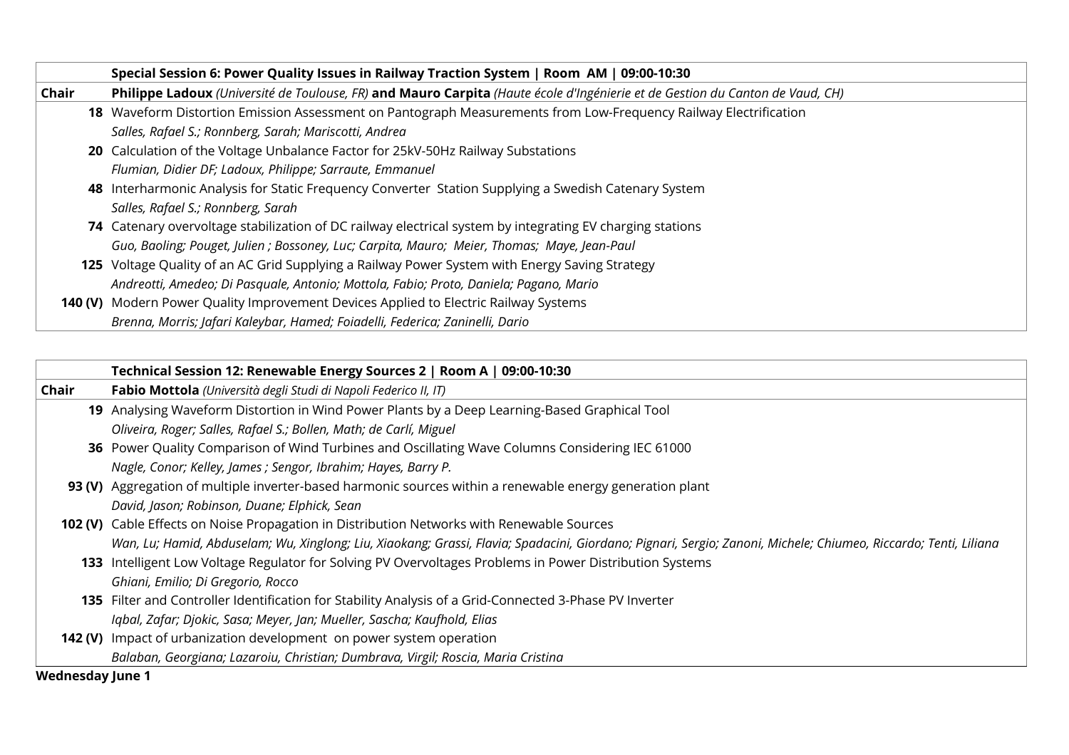| | **Special Session 6: Power Quality Issues in Railway Traction System \| Room AM \| 09:00-10:30** |
|---|---|
| **Chair** | **Philippe Ladoux** *(Université de Toulouse, FR)* **and Mauro Carpita** *(Haute école d'Ingénierie et de Gestion du Canton de Vaud, CH)* |
| **18** | Waveform Distortion Emission Assessment on Pantograph Measurements from Low-Frequency Railway Electrification<br>*Salles, Rafael S.; Ronnberg, Sarah; Mariscotti, Andrea* |
| **20** | Calculation of the Voltage Unbalance Factor for 25kV-50Hz Railway Substations<br>*Flumian, Didier DF; Ladoux, Philippe; Sarraute, Emmanuel* |
| **48** | Interharmonic Analysis for Static Frequency Converter Station Supplying a Swedish Catenary System<br>*Salles, Rafael S.; Ronnberg, Sarah* |
| **74** | Catenary overvoltage stabilization of DC railway electrical system by integrating EV charging stations<br>*Guo, Baoling; Pouget, Julien ; Bossoney, Luc; Carpita, Mauro; Meier, Thomas; Maye, Jean-Paul* |
| **125** | Voltage Quality of an AC Grid Supplying a Railway Power System with Energy Saving Strategy<br>*Andreotti, Amedeo; Di Pasquale, Antonio; Mottola, Fabio; Proto, Daniela; Pagano, Mario* |
| **140 (V)** | Modern Power Quality Improvement Devices Applied to Electric Railway Systems<br>*Brenna, Morris; Jafari Kaleybar, Hamed; Foiadelli, Federica; Zaninelli, Dario* |

| | **Technical Session 12: Renewable Energy Sources 2 \| Room A \| 09:00-10:30** |
|---|---|
| **Chair** | **Fabio Mottola** *(Università degli Studi di Napoli Federico II, IT)* |
| **19** | Analysing Waveform Distortion in Wind Power Plants by a Deep Learning-Based Graphical Tool<br>*Oliveira, Roger; Salles, Rafael S.; Bollen, Math; de Carlí, Miguel* |
| **36** | Power Quality Comparison of Wind Turbines and Oscillating Wave Columns Considering IEC 61000<br>*Nagle, Conor; Kelley, James ; Sengor, Ibrahim; Hayes, Barry P.* |
| **93 (V)** | Aggregation of multiple inverter-based harmonic sources within a renewable energy generation plant<br>*David, Jason; Robinson, Duane; Elphick, Sean* |
| **102 (V)** | Cable Effects on Noise Propagation in Distribution Networks with Renewable Sources<br>*Wan, Lu; Hamid, Abduselam; Wu, Xinglong; Liu, Xiaokang; Grassi, Flavia; Spadacini, Giordano; Pignari, Sergio; Zanoni, Michele; Chiumeo, Riccardo; Tenti, Liliana* |
| **133** | Intelligent Low Voltage Regulator for Solving PV Overvoltages Problems in Power Distribution Systems<br>*Ghiani, Emilio; Di Gregorio, Rocco* |
| **135** | Filter and Controller Identification for Stability Analysis of a Grid-Connected 3-Phase PV Inverter<br>*Iqbal, Zafar; Djokic, Sasa; Meyer, Jan; Mueller, Sascha; Kaufhold, Elias* |
| **142 (V)** | Impact of urbanization development on power system operation<br>*Balaban, Georgiana; Lazaroiu, Christian; Dumbrava, Virgil; Roscia, Maria Cristina* |

**Wednesday June 1**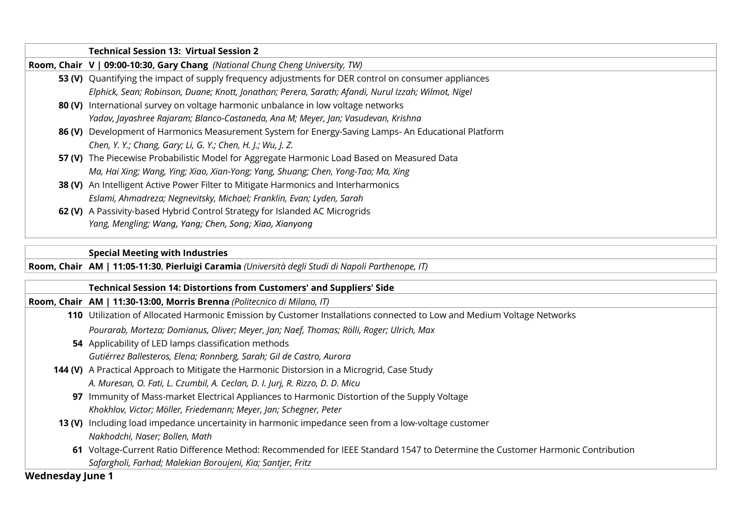| | **Technical Session 13: Virtual Session 2** |
|---|---|
| **Room, Chair** | **V \| 09:00-10:30, Gary Chang** *(National Chung Cheng University, TW)* |
| **53 (V)** | Quantifying the impact of supply frequency adjustments for DER control on consumer appliances<br>*Elphick, Sean; Robinson, Duane; Knott, Jonathan; Perera, Sarath; Afandi, Nurul Izzah; Wilmot, Nigel* |
| **80 (V)** | International survey on voltage harmonic unbalance in low voltage networks<br>*Yadav, Jayashree Rajaram; Blanco-Castaneda, Ana M; Meyer, Jan; Vasudevan, Krishna* |
| **86 (V)** | Development of Harmonics Measurement System for Energy-Saving Lamps- An Educational Platform<br>*Chen, Y. Y.; Chang, Gary; Li, G. Y.; Chen, H. J.; Wu, J. Z.* |
| **57 (V)** | The Piecewise Probabilistic Model for Aggregate Harmonic Load Based on Measured Data<br>*Ma, Hai Xing; Wang, Ying; Xiao, Xian-Yong; Yang, Shuang; Chen, Yong-Tao; Ma, Xing* |
| **38 (V)** | An Intelligent Active Power Filter to Mitigate Harmonics and Interharmonics<br>*Eslami, Ahmadreza; Negnevitsky, Michael; Franklin, Evan; Lyden, Sarah* |
| **62 (V)** | A Passivity-based Hybrid Control Strategy for Islanded AC Microgrids<br>*Yang, Mengling; Wang, Yang; Chen, Song; Xiao, Xianyong* |

| | **Special Meeting with Industries** |
|---|---|
| **Room, Chair** | **AM \| 11:05-11:30**, **Pierluigi Caramia** *(Università degli Studi di Napoli Parthenope, IT)* |

| | **Technical Session 14: Distortions from Customers' and Suppliers' Side** |
|---|---|
| **Room, Chair** | **AM \| 11:30-13:00, Morris Brenna** *(Politecnico di Milano, IT)* |
| **110** | Utilization of Allocated Harmonic Emission by Customer Installations connected to Low and Medium Voltage Networks<br>*Pourarab, Morteza; Domianus, Oliver; Meyer, Jan; Naef, Thomas; Rölli, Roger; Ulrich, Max* |
| **54** | Applicability of LED lamps classification methods<br>*Gutiérrez Ballesteros, Elena; Ronnberg, Sarah; Gil de Castro, Aurora* |
| **144 (V)** | A Practical Approach to Mitigate the Harmonic Distorsion in a Microgrid, Case Study<br>*A. Muresan, O. Fati, L. Czumbil, A. Ceclan, D. I. Jurj, R. Rizzo, D. D. Micu* |
| **97** | Immunity of Mass-market Electrical Appliances to Harmonic Distortion of the Supply Voltage<br>*Khokhlov, Victor; Möller, Friedemann; Meyer, Jan; Schegner, Peter* |
| **13 (V)** | Including load impedance uncertainity in harmonic impedance seen from a low-voltage customer<br>*Nakhodchi, Naser; Bollen, Math* |
| **61** | Voltage-Current Ratio Difference Method: Recommended for IEEE Standard 1547 to Determine the Customer Harmonic Contribution<br>*Safargholi, Farhad; Malekian Boroujeni, Kia; Santjer, Fritz* |

**Wednesday June 1**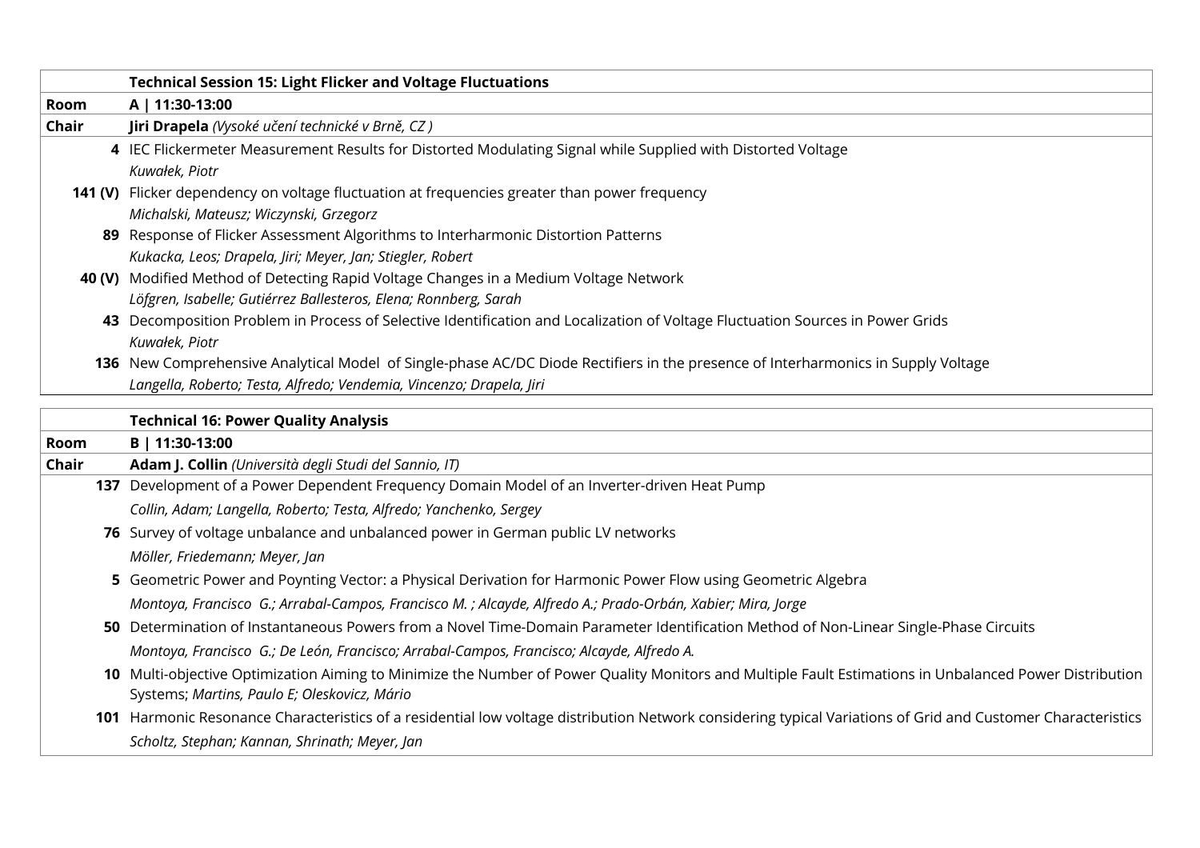| | **Technical Session 15: Light Flicker and Voltage Fluctuations** |
|---|---|
| **Room** | **A \| 11:30-13:00** |
| **Chair** | **Jiri Drapela** *(Vysoké učení technické v Brně, CZ )* |
| **4** | IEC Flickermeter Measurement Results for Distorted Modulating Signal while Supplied with Distorted Voltage<br>*Kuwałek, Piotr* |
| **141 (V)** | Flicker dependency on voltage fluctuation at frequencies greater than power frequency<br>*Michalski, Mateusz; Wiczynski, Grzegorz* |
| **89** | Response of Flicker Assessment Algorithms to Interharmonic Distortion Patterns<br>*Kukacka, Leos; Drapela, Jiri; Meyer, Jan; Stiegler, Robert* |
| **40 (V)** | Modified Method of Detecting Rapid Voltage Changes in a Medium Voltage Network<br>*Löfgren, Isabelle; Gutiérrez Ballesteros, Elena; Ronnberg, Sarah* |
| **43** | Decomposition Problem in Process of Selective Identification and Localization of Voltage Fluctuation Sources in Power Grids<br>*Kuwałek, Piotr* |
| **136** | New Comprehensive Analytical Model of Single-phase AC/DC Diode Rectifiers in the presence of Interharmonics in Supply Voltage<br>*Langella, Roberto; Testa, Alfredo; Vendemia, Vincenzo; Drapela, Jiri* |

| | **Technical 16: Power Quality Analysis** |
|---|---|
| **Room** | **B \| 11:30-13:00** |
| **Chair** | **Adam J. Collin** *(Università degli Studi del Sannio, IT)* |
| **137** | Development of a Power Dependent Frequency Domain Model of an Inverter-driven Heat Pump<br>*Collin, Adam; Langella, Roberto; Testa, Alfredo; Yanchenko, Sergey* |
| **76** | Survey of voltage unbalance and unbalanced power in German public LV networks<br>*Möller, Friedemann; Meyer, Jan* |
| **5** | Geometric Power and Poynting Vector: a Physical Derivation for Harmonic Power Flow using Geometric Algebra<br>*Montoya, Francisco G.; Arrabal-Campos, Francisco M. ; Alcayde, Alfredo A.; Prado-Orbán, Xabier; Mira, Jorge* |
| **50** | Determination of Instantaneous Powers from a Novel Time-Domain Parameter Identification Method of Non-Linear Single-Phase Circuits<br>*Montoya, Francisco G.; De León, Francisco; Arrabal-Campos, Francisco; Alcayde, Alfredo A.* |
| **10** | Multi-objective Optimization Aiming to Minimize the Number of Power Quality Monitors and Multiple Fault Estimations in Unbalanced Power Distribution Systems; *Martins, Paulo E; Oleskovicz, Mário* |
| **101** | Harmonic Resonance Characteristics of a residential low voltage distribution Network considering typical Variations of Grid and Customer Characteristics<br>*Scholtz, Stephan; Kannan, Shrinath; Meyer, Jan* |